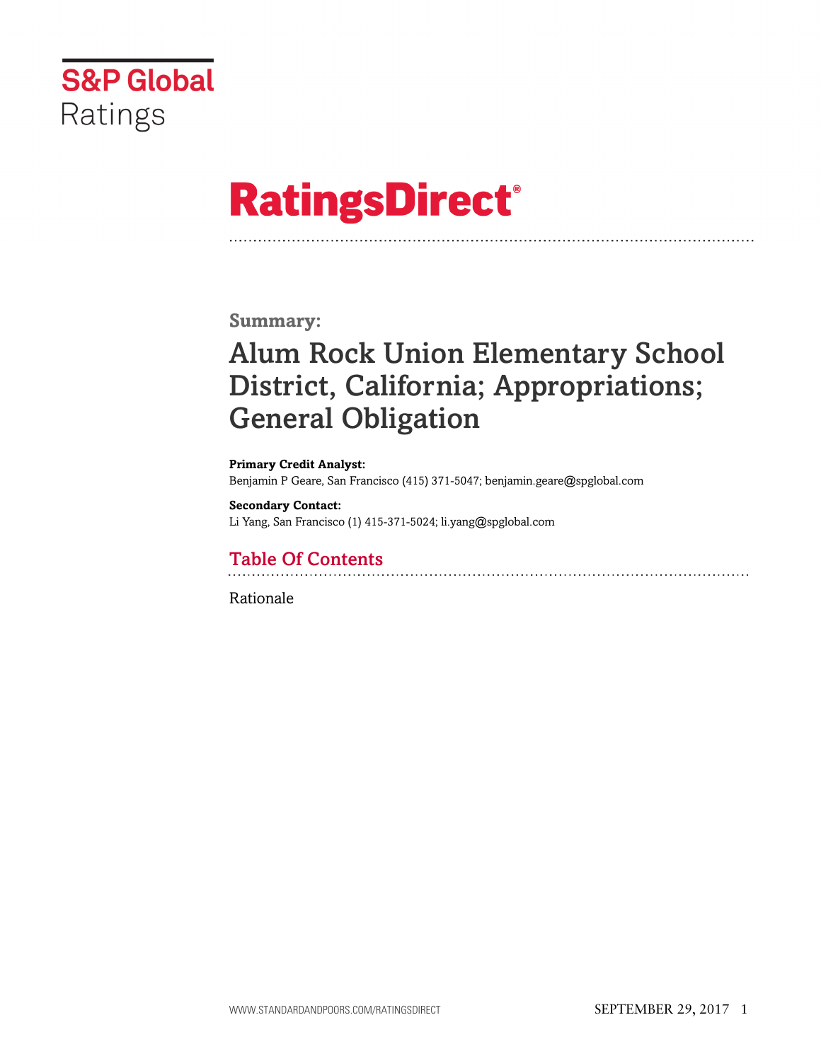S&P Global Ratings

# RatingsDirect®

## Summary:

# Alum Rock Union Elementary School District, California; Appropriations; General Obligation

**Primary Credit Analyst:**
Benjamin P Geare, San Francisco (415) 371-5047; benjamin.geare@spglobal.com

**Secondary Contact:**
Li Yang, San Francisco (1) 415-371-5024; li.yang@spglobal.com

## Table Of Contents

Rationale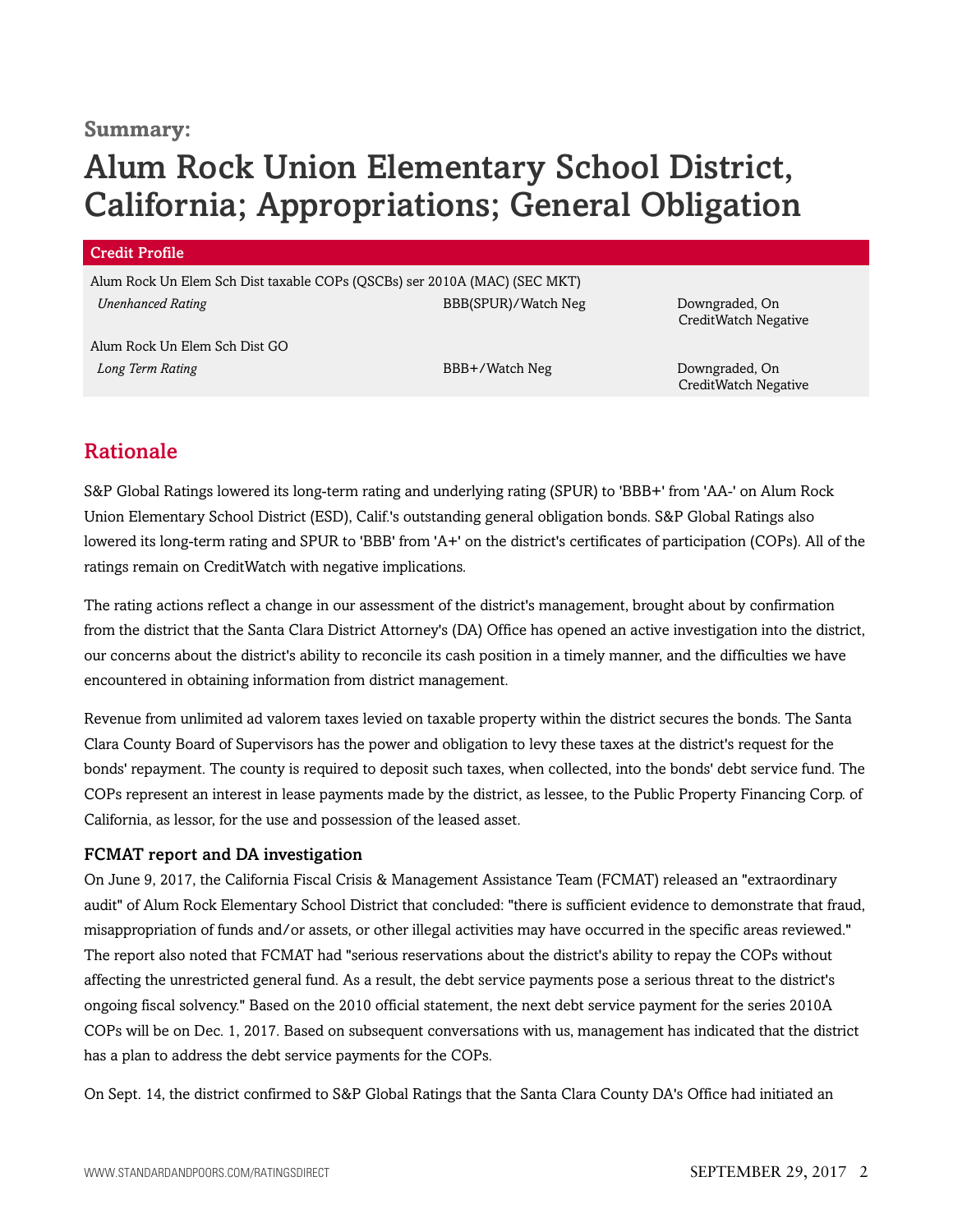**Summary:**

# Alum Rock Union Elementary School District, California; Appropriations; General Obligation

| Credit Profile | | |
|---|---|---|
| Alum Rock Un Elem Sch Dist taxable COPs (QSCBs) ser 2010A (MAC) (SEC MKT) | | |
| *Unenhanced Rating* | BBB(SPUR)/Watch Neg | Downgraded, On CreditWatch Negative |
| Alum Rock Un Elem Sch Dist GO | | |
| *Long Term Rating* | BBB+/Watch Neg | Downgraded, On CreditWatch Negative |

## Rationale

S&P Global Ratings lowered its long-term rating and underlying rating (SPUR) to 'BBB+' from 'AA-' on Alum Rock Union Elementary School District (ESD), Calif.'s outstanding general obligation bonds. S&P Global Ratings also lowered its long-term rating and SPUR to 'BBB' from 'A+' on the district's certificates of participation (COPs). All of the ratings remain on CreditWatch with negative implications.

The rating actions reflect a change in our assessment of the district's management, brought about by confirmation from the district that the Santa Clara District Attorney's (DA) Office has opened an active investigation into the district, our concerns about the district's ability to reconcile its cash position in a timely manner, and the difficulties we have encountered in obtaining information from district management.

Revenue from unlimited ad valorem taxes levied on taxable property within the district secures the bonds. The Santa Clara County Board of Supervisors has the power and obligation to levy these taxes at the district's request for the bonds' repayment. The county is required to deposit such taxes, when collected, into the bonds' debt service fund. The COPs represent an interest in lease payments made by the district, as lessee, to the Public Property Financing Corp. of California, as lessor, for the use and possession of the leased asset.

### FCMAT report and DA investigation

On June 9, 2017, the California Fiscal Crisis & Management Assistance Team (FCMAT) released an "extraordinary audit" of Alum Rock Elementary School District that concluded: "there is sufficient evidence to demonstrate that fraud, misappropriation of funds and/or assets, or other illegal activities may have occurred in the specific areas reviewed." The report also noted that FCMAT had "serious reservations about the district's ability to repay the COPs without affecting the unrestricted general fund. As a result, the debt service payments pose a serious threat to the district's ongoing fiscal solvency." Based on the 2010 official statement, the next debt service payment for the series 2010A COPs will be on Dec. 1, 2017. Based on subsequent conversations with us, management has indicated that the district has a plan to address the debt service payments for the COPs.

On Sept. 14, the district confirmed to S&P Global Ratings that the Santa Clara County DA's Office had initiated an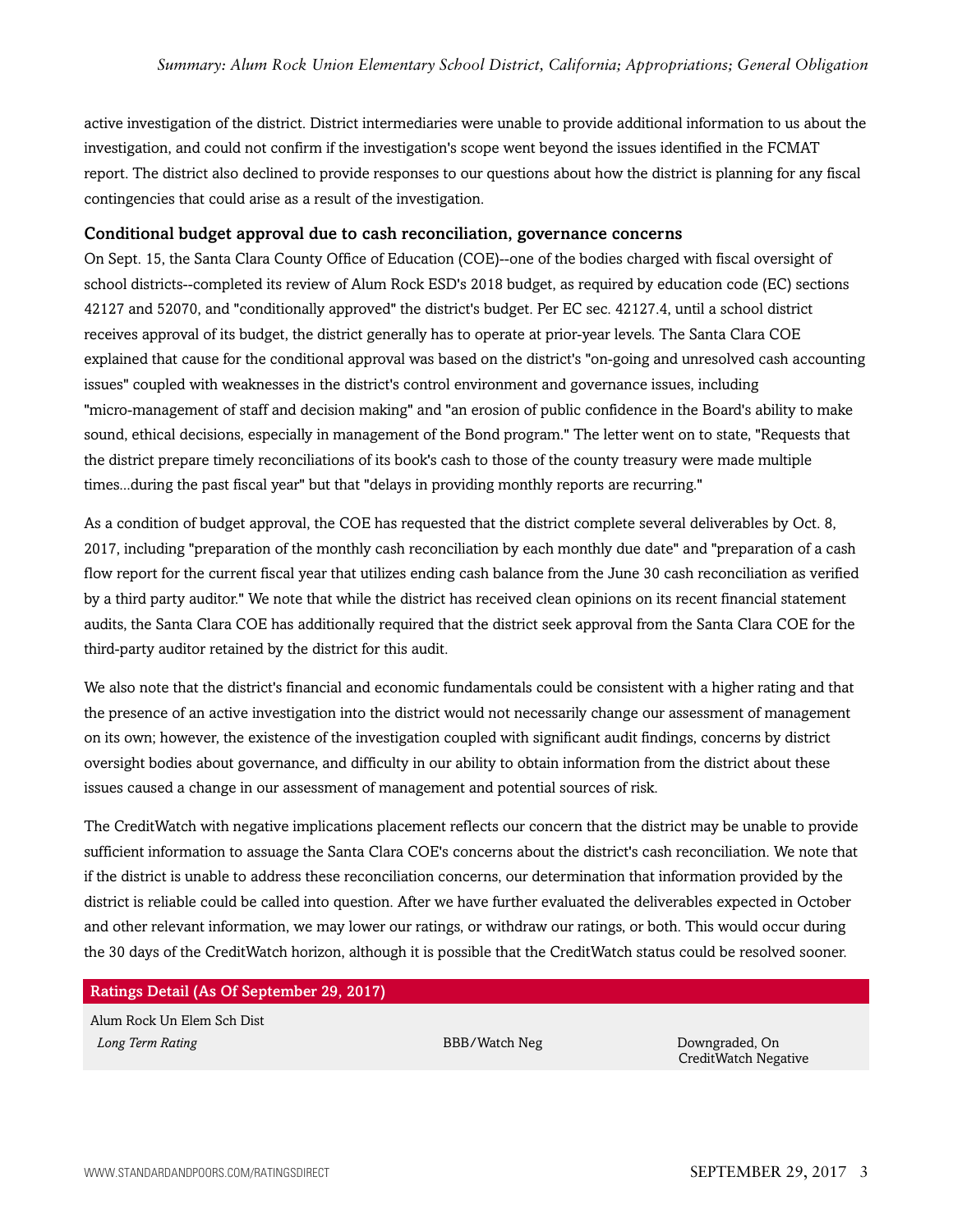active investigation of the district. District intermediaries were unable to provide additional information to us about the investigation, and could not confirm if the investigation's scope went beyond the issues identified in the FCMAT report. The district also declined to provide responses to our questions about how the district is planning for any fiscal contingencies that could arise as a result of the investigation.

### Conditional budget approval due to cash reconciliation, governance concerns

On Sept. 15, the Santa Clara County Office of Education (COE)--one of the bodies charged with fiscal oversight of school districts--completed its review of Alum Rock ESD's 2018 budget, as required by education code (EC) sections 42127 and 52070, and "conditionally approved" the district's budget. Per EC sec. 42127.4, until a school district receives approval of its budget, the district generally has to operate at prior-year levels. The Santa Clara COE explained that cause for the conditional approval was based on the district's "on-going and unresolved cash accounting issues" coupled with weaknesses in the district's control environment and governance issues, including "micro-management of staff and decision making" and "an erosion of public confidence in the Board's ability to make sound, ethical decisions, especially in management of the Bond program." The letter went on to state, "Requests that the district prepare timely reconciliations of its book's cash to those of the county treasury were made multiple times...during the past fiscal year" but that "delays in providing monthly reports are recurring."

As a condition of budget approval, the COE has requested that the district complete several deliverables by Oct. 8, 2017, including "preparation of the monthly cash reconciliation by each monthly due date" and "preparation of a cash flow report for the current fiscal year that utilizes ending cash balance from the June 30 cash reconciliation as verified by a third party auditor." We note that while the district has received clean opinions on its recent financial statement audits, the Santa Clara COE has additionally required that the district seek approval from the Santa Clara COE for the third-party auditor retained by the district for this audit.

We also note that the district's financial and economic fundamentals could be consistent with a higher rating and that the presence of an active investigation into the district would not necessarily change our assessment of management on its own; however, the existence of the investigation coupled with significant audit findings, concerns by district oversight bodies about governance, and difficulty in our ability to obtain information from the district about these issues caused a change in our assessment of management and potential sources of risk.

The CreditWatch with negative implications placement reflects our concern that the district may be unable to provide sufficient information to assuage the Santa Clara COE's concerns about the district's cash reconciliation. We note that if the district is unable to address these reconciliation concerns, our determination that information provided by the district is reliable could be called into question. After we have further evaluated the deliverables expected in October and other relevant information, we may lower our ratings, or withdraw our ratings, or both. This would occur during the 30 days of the CreditWatch horizon, although it is possible that the CreditWatch status could be resolved sooner.

| Ratings Detail (As Of September 29, 2017) | | |
|---|---|---|
| Alum Rock Un Elem Sch Dist | | |
| *Long Term Rating* | BBB/Watch Neg | Downgraded, On CreditWatch Negative |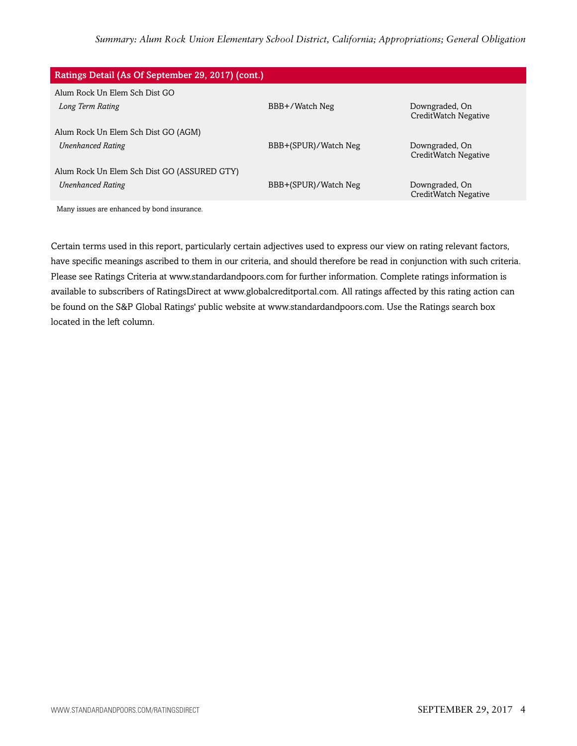| Ratings Detail (As Of September 29, 2017) (cont.) | | |
|---|---|---|
| Alum Rock Un Elem Sch Dist GO | | |
| *Long Term Rating* | BBB+/Watch Neg | Downgraded, On CreditWatch Negative |
| Alum Rock Un Elem Sch Dist GO (AGM) | | |
| *Unenhanced Rating* | BBB+(SPUR)/Watch Neg | Downgraded, On CreditWatch Negative |
| Alum Rock Un Elem Sch Dist GO (ASSURED GTY) | | |
| *Unenhanced Rating* | BBB+(SPUR)/Watch Neg | Downgraded, On CreditWatch Negative |

Many issues are enhanced by bond insurance.

Certain terms used in this report, particularly certain adjectives used to express our view on rating relevant factors, have specific meanings ascribed to them in our criteria, and should therefore be read in conjunction with such criteria. Please see Ratings Criteria at www.standardandpoors.com for further information. Complete ratings information is available to subscribers of RatingsDirect at www.globalcreditportal.com. All ratings affected by this rating action can be found on the S&P Global Ratings' public website at www.standardandpoors.com. Use the Ratings search box located in the left column.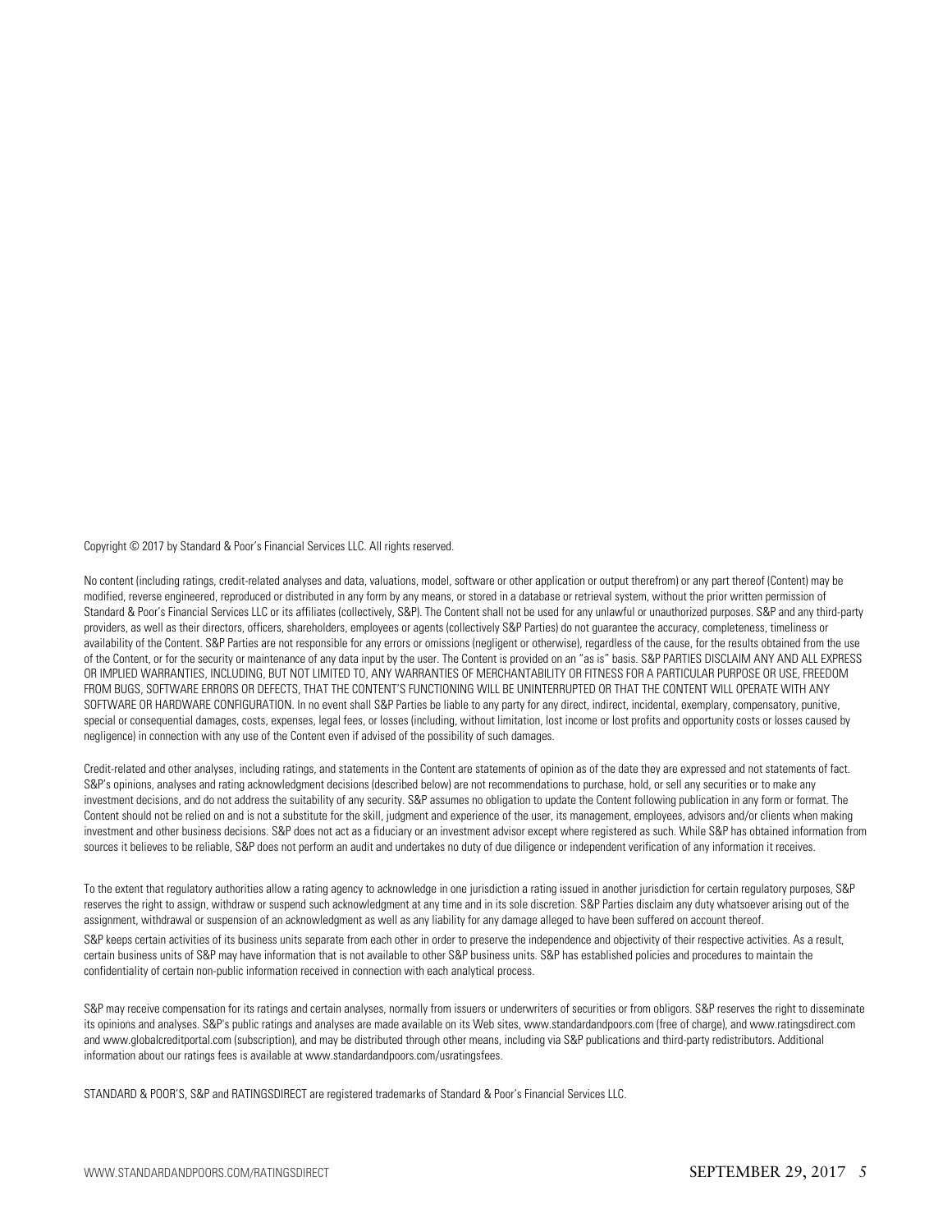Copyright © 2017 by Standard & Poor's Financial Services LLC. All rights reserved.

No content (including ratings, credit-related analyses and data, valuations, model, software or other application or output therefrom) or any part thereof (Content) may be modified, reverse engineered, reproduced or distributed in any form by any means, or stored in a database or retrieval system, without the prior written permission of Standard & Poor's Financial Services LLC or its affiliates (collectively, S&P). The Content shall not be used for any unlawful or unauthorized purposes. S&P and any third-party providers, as well as their directors, officers, shareholders, employees or agents (collectively S&P Parties) do not guarantee the accuracy, completeness, timeliness or availability of the Content. S&P Parties are not responsible for any errors or omissions (negligent or otherwise), regardless of the cause, for the results obtained from the use of the Content, or for the security or maintenance of any data input by the user. The Content is provided on an "as is" basis. S&P PARTIES DISCLAIM ANY AND ALL EXPRESS OR IMPLIED WARRANTIES, INCLUDING, BUT NOT LIMITED TO, ANY WARRANTIES OF MERCHANTABILITY OR FITNESS FOR A PARTICULAR PURPOSE OR USE, FREEDOM FROM BUGS, SOFTWARE ERRORS OR DEFECTS, THAT THE CONTENT'S FUNCTIONING WILL BE UNINTERRUPTED OR THAT THE CONTENT WILL OPERATE WITH ANY SOFTWARE OR HARDWARE CONFIGURATION. In no event shall S&P Parties be liable to any party for any direct, indirect, incidental, exemplary, compensatory, punitive, special or consequential damages, costs, expenses, legal fees, or losses (including, without limitation, lost income or lost profits and opportunity costs or losses caused by negligence) in connection with any use of the Content even if advised of the possibility of such damages.

Credit-related and other analyses, including ratings, and statements in the Content are statements of opinion as of the date they are expressed and not statements of fact. S&P's opinions, analyses and rating acknowledgment decisions (described below) are not recommendations to purchase, hold, or sell any securities or to make any investment decisions, and do not address the suitability of any security. S&P assumes no obligation to update the Content following publication in any form or format. The Content should not be relied on and is not a substitute for the skill, judgment and experience of the user, its management, employees, advisors and/or clients when making investment and other business decisions. S&P does not act as a fiduciary or an investment advisor except where registered as such. While S&P has obtained information from sources it believes to be reliable, S&P does not perform an audit and undertakes no duty of due diligence or independent verification of any information it receives.

To the extent that regulatory authorities allow a rating agency to acknowledge in one jurisdiction a rating issued in another jurisdiction for certain regulatory purposes, S&P reserves the right to assign, withdraw or suspend such acknowledgment at any time and in its sole discretion. S&P Parties disclaim any duty whatsoever arising out of the assignment, withdrawal or suspension of an acknowledgment as well as any liability for any damage alleged to have been suffered on account thereof.

S&P keeps certain activities of its business units separate from each other in order to preserve the independence and objectivity of their respective activities. As a result, certain business units of S&P may have information that is not available to other S&P business units. S&P has established policies and procedures to maintain the confidentiality of certain non-public information received in connection with each analytical process.

S&P may receive compensation for its ratings and certain analyses, normally from issuers or underwriters of securities or from obligors. S&P reserves the right to disseminate its opinions and analyses. S&P's public ratings and analyses are made available on its Web sites, www.standardandpoors.com (free of charge), and www.ratingsdirect.com and www.globalcreditportal.com (subscription), and may be distributed through other means, including via S&P publications and third-party redistributors. Additional information about our ratings fees is available at www.standardandpoors.com/usratingsfees.

STANDARD & POOR'S, S&P and RATINGSDIRECT are registered trademarks of Standard & Poor's Financial Services LLC.